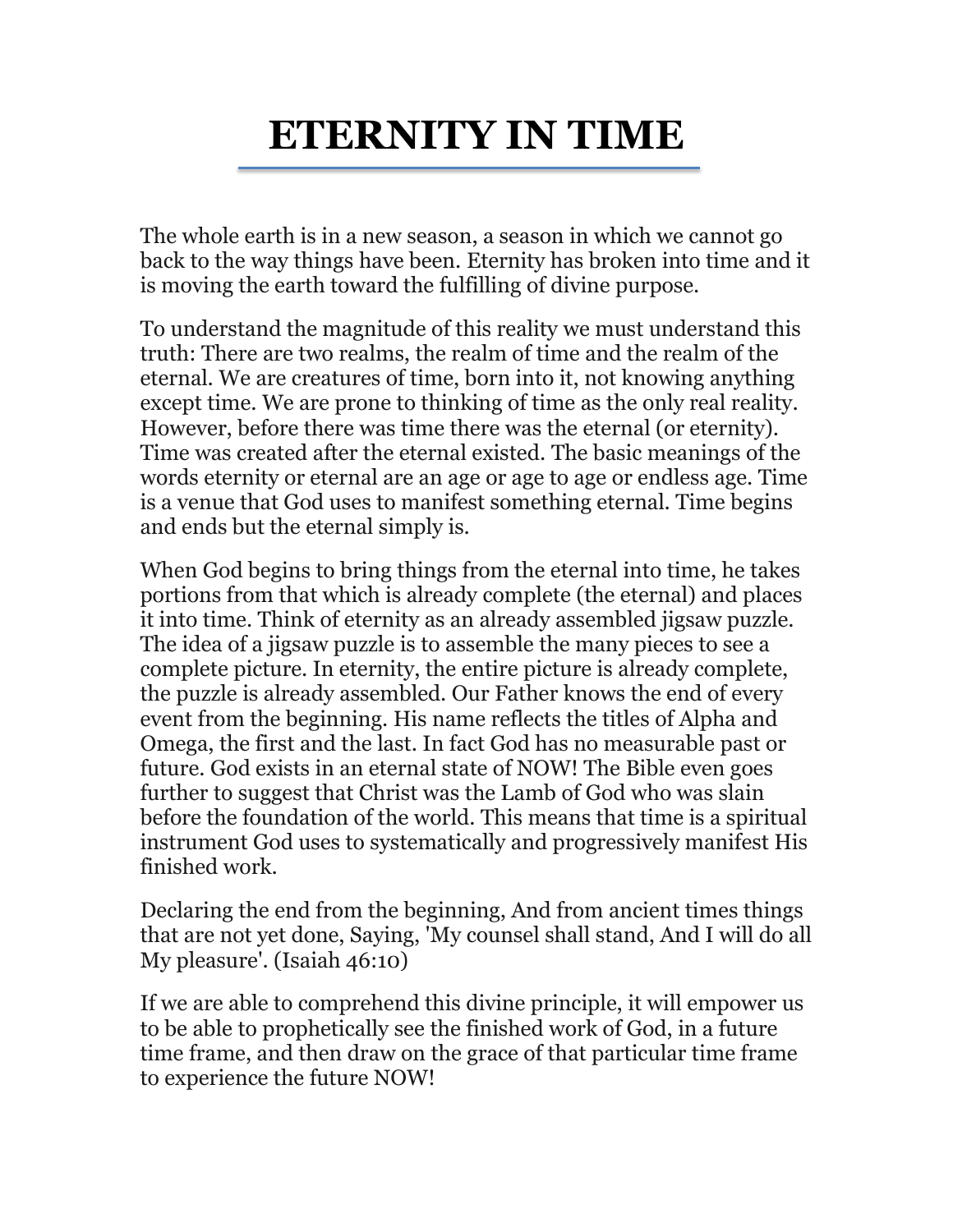# ETERNITY IN TIME

The whole earth is in a new season, a season in which we cannot go back to the way things have been. Eternity has broken into time and it is moving the earth toward the fulfilling of divine purpose.

To understand the magnitude of this reality we must understand this truth: There are two realms, the realm of time and the realm of the eternal. We are creatures of time, born into it, not knowing anything except time. We are prone to thinking of time as the only real reality. However, before there was time there was the eternal (or eternity). Time was created after the eternal existed. The basic meanings of the words eternity or eternal are an age or age to age or endless age. Time is a venue that God uses to manifest something eternal. Time begins and ends but the eternal simply is.

When God begins to bring things from the eternal into time, he takes portions from that which is already complete (the eternal) and places it into time. Think of eternity as an already assembled jigsaw puzzle. The idea of a jigsaw puzzle is to assemble the many pieces to see a complete picture. In eternity, the entire picture is already complete, the puzzle is already assembled. Our Father knows the end of every event from the beginning. His name reflects the titles of Alpha and Omega, the first and the last. In fact God has no measurable past or future. God exists in an eternal state of NOW! The Bible even goes further to suggest that Christ was the Lamb of God who was slain before the foundation of the world. This means that time is a spiritual instrument God uses to systematically and progressively manifest His finished work.

Declaring the end from the beginning, And from ancient times things that are not yet done, Saying, 'My counsel shall stand, And I will do all My pleasure'. (Isaiah 46:10)

If we are able to comprehend this divine principle, it will empower us to be able to prophetically see the finished work of God, in a future time frame, and then draw on the grace of that particular time frame to experience the future NOW!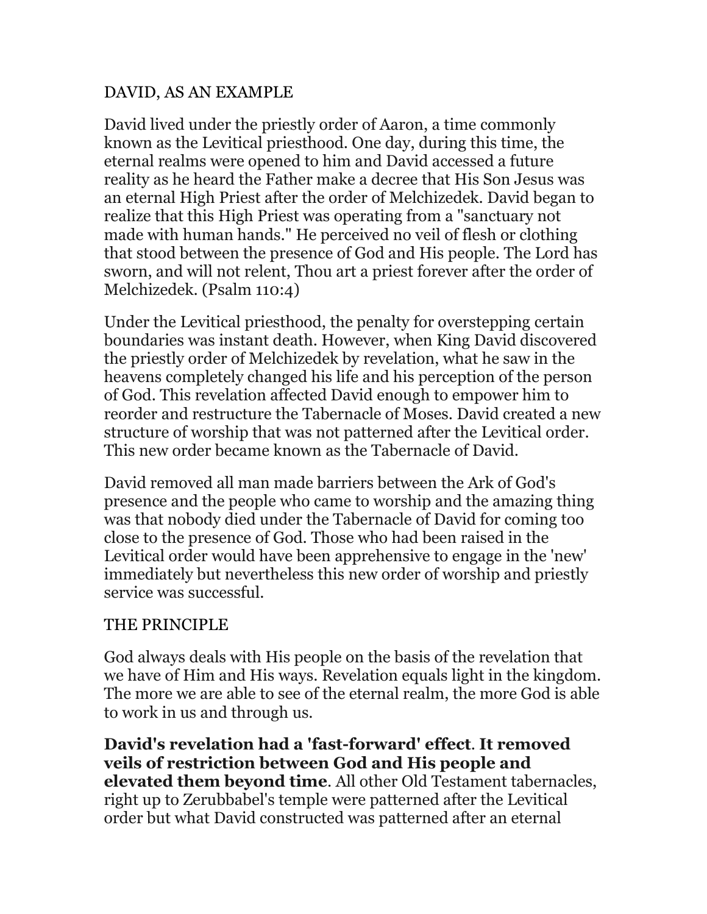## DAVID, AS AN EXAMPLE

David lived under the priestly order of Aaron, a time commonly known as the Levitical priesthood. One day, during this time, the eternal realms were opened to him and David accessed a future reality as he heard the Father make a decree that His Son Jesus was an eternal High Priest after the order of Melchizedek. David began to realize that this High Priest was operating from a "sanctuary not made with human hands." He perceived no veil of flesh or clothing that stood between the presence of God and His people. The Lord has sworn, and will not relent, Thou art a priest forever after the order of Melchizedek. (Psalm 110:4)

Under the Levitical priesthood, the penalty for overstepping certain boundaries was instant death. However, when King David discovered the priestly order of Melchizedek by revelation, what he saw in the heavens completely changed his life and his perception of the person of God. This revelation affected David enough to empower him to reorder and restructure the Tabernacle of Moses. David created a new structure of worship that was not patterned after the Levitical order. This new order became known as the Tabernacle of David.

David removed all man made barriers between the Ark of God's presence and the people who came to worship and the amazing thing was that nobody died under the Tabernacle of David for coming too close to the presence of God. Those who had been raised in the Levitical order would have been apprehensive to engage in the 'new' immediately but nevertheless this new order of worship and priestly service was successful.

## THE PRINCIPLE

God always deals with His people on the basis of the revelation that we have of Him and His ways. Revelation equals light in the kingdom. The more we are able to see of the eternal realm, the more God is able to work in us and through us.

**David's revelation had a 'fast-forward' effect**. **It removed veils of restriction between God and His people and elevated them beyond time**. All other Old Testament tabernacles, right up to Zerubbabel's temple were patterned after the Levitical order but what David constructed was patterned after an eternal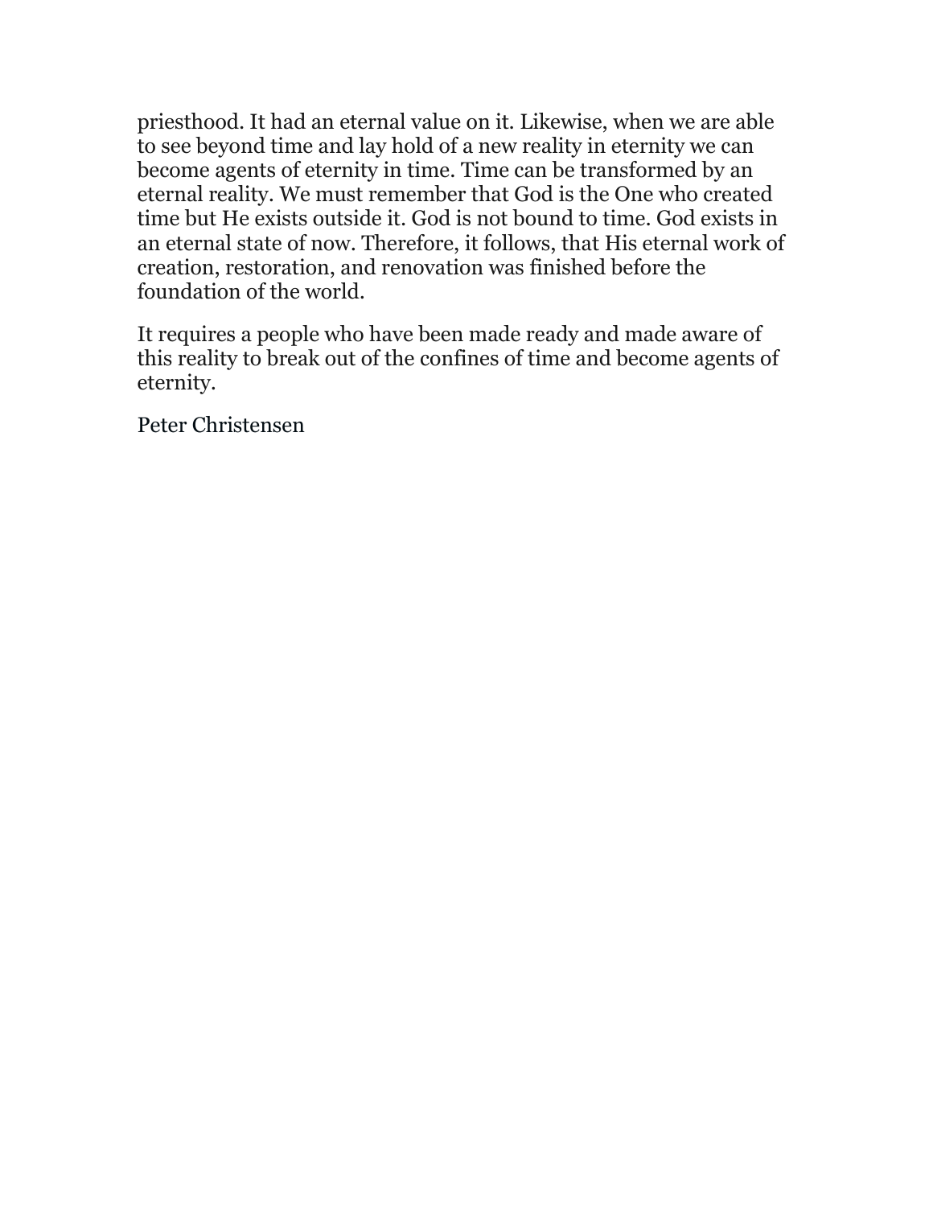priesthood. It had an eternal value on it. Likewise, when we are able to see beyond time and lay hold of a new reality in eternity we can become agents of eternity in time. Time can be transformed by an eternal reality. We must remember that God is the One who created time but He exists outside it. God is not bound to time. God exists in an eternal state of now. Therefore, it follows, that His eternal work of creation, restoration, and renovation was finished before the foundation of the world.

It requires a people who have been made ready and made aware of this reality to break out of the confines of time and become agents of eternity.

Peter Christensen